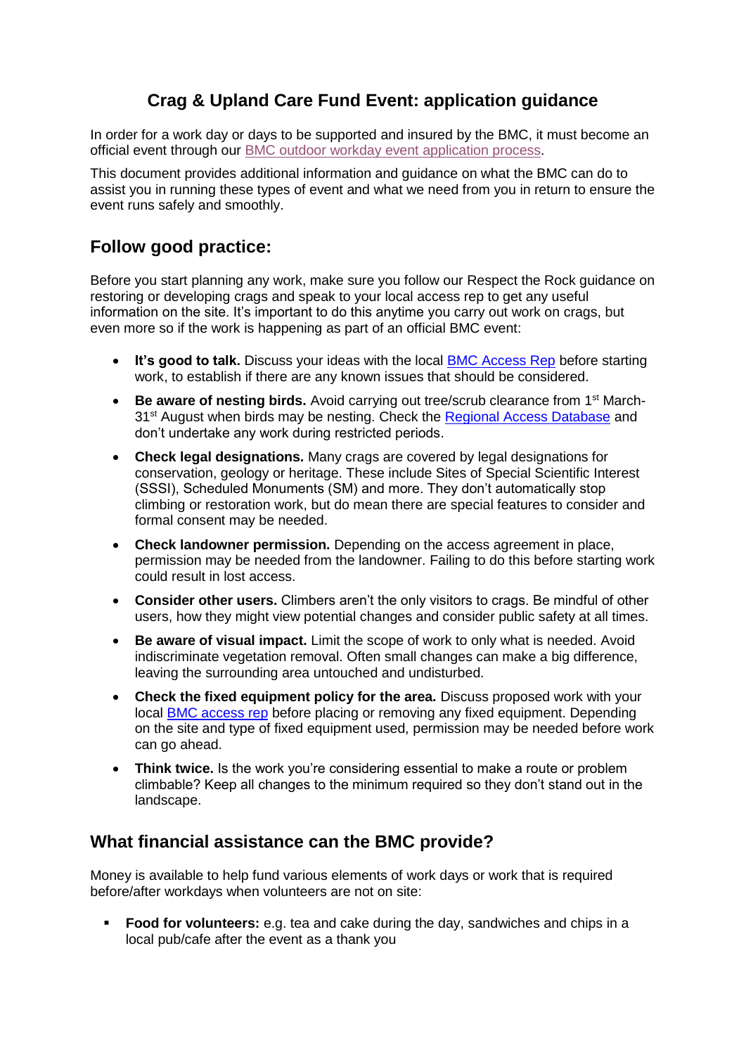# Crag & Upland Care Fund Event: application guidance

In order for a work day or days to be supported and insured by the BMC, it must become an official event through our BMC outdoor workday event application process.

This document provides additional information and guidance on what the BMC can do to assist you in running these types of event and what we need from you in return to ensure the event runs safely and smoothly.

## Follow good practice:

Before you start planning any work, make sure you follow our Respect the Rock guidance on restoring or developing crags and speak to your local access rep to get any useful information on the site. It's important to do this anytime you carry out work on crags, but even more so if the work is happening as part of an official BMC event:

- **It's good to talk.** Discuss your ideas with the local BMC Access Rep before starting work, to establish if there are any known issues that should be considered.
- **Be aware of nesting birds.** Avoid carrying out tree/scrub clearance from 1st March-31st August when birds may be nesting. Check the Regional Access Database and don't undertake any work during restricted periods.
- **Check legal designations.** Many crags are covered by legal designations for conservation, geology or heritage. These include Sites of Special Scientific Interest (SSSI), Scheduled Monuments (SM) and more. They don't automatically stop climbing or restoration work, but do mean there are special features to consider and formal consent may be needed.
- **Check landowner permission.** Depending on the access agreement in place, permission may be needed from the landowner. Failing to do this before starting work could result in lost access.
- **Consider other users.** Climbers aren't the only visitors to crags. Be mindful of other users, how they might view potential changes and consider public safety at all times.
- **Be aware of visual impact.** Limit the scope of work to only what is needed. Avoid indiscriminate vegetation removal. Often small changes can make a big difference, leaving the surrounding area untouched and undisturbed.
- **Check the fixed equipment policy for the area.** Discuss proposed work with your local BMC access rep before placing or removing any fixed equipment. Depending on the site and type of fixed equipment used, permission may be needed before work can go ahead.
- **Think twice.** Is the work you're considering essential to make a route or problem climbable? Keep all changes to the minimum required so they don't stand out in the landscape.

## What financial assistance can the BMC provide?

Money is available to help fund various elements of work days or work that is required before/after workdays when volunteers are not on site:

- **Food for volunteers:** e.g. tea and cake during the day, sandwiches and chips in a local pub/cafe after the event as a thank you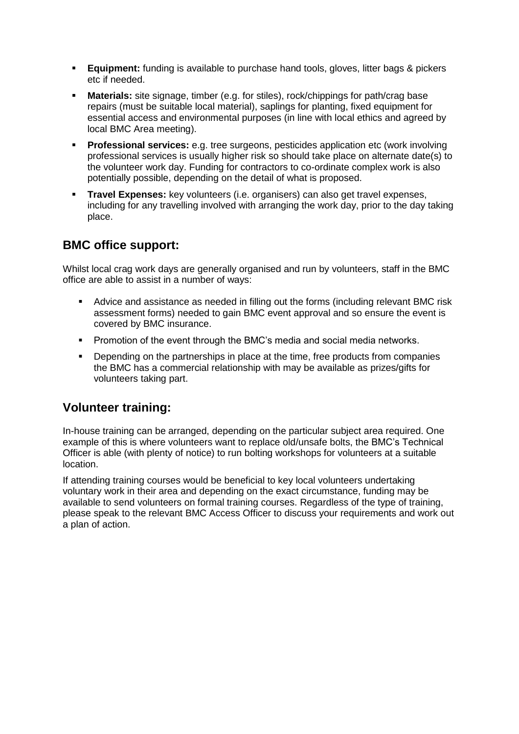- **Equipment:** funding is available to purchase hand tools, gloves, litter bags & pickers etc if needed.
- **Materials:** site signage, timber (e.g. for stiles), rock/chippings for path/crag base repairs (must be suitable local material), saplings for planting, fixed equipment for essential access and environmental purposes (in line with local ethics and agreed by local BMC Area meeting).
- **Professional services:** e.g. tree surgeons, pesticides application etc (work involving professional services is usually higher risk so should take place on alternate date(s) to the volunteer work day. Funding for contractors to co-ordinate complex work is also potentially possible, depending on the detail of what is proposed.
- **Travel Expenses:** key volunteers (i.e. organisers) can also get travel expenses, including for any travelling involved with arranging the work day, prior to the day taking place.

## BMC office support:

Whilst local crag work days are generally organised and run by volunteers, staff in the BMC office are able to assist in a number of ways:

- Advice and assistance as needed in filling out the forms (including relevant BMC risk assessment forms) needed to gain BMC event approval and so ensure the event is covered by BMC insurance.
- Promotion of the event through the BMC's media and social media networks.
- Depending on the partnerships in place at the time, free products from companies the BMC has a commercial relationship with may be available as prizes/gifts for volunteers taking part.

## Volunteer training:

In-house training can be arranged, depending on the particular subject area required. One example of this is where volunteers want to replace old/unsafe bolts, the BMC's Technical Officer is able (with plenty of notice) to run bolting workshops for volunteers at a suitable location.

If attending training courses would be beneficial to key local volunteers undertaking voluntary work in their area and depending on the exact circumstance, funding may be available to send volunteers on formal training courses. Regardless of the type of training, please speak to the relevant BMC Access Officer to discuss your requirements and work out a plan of action.